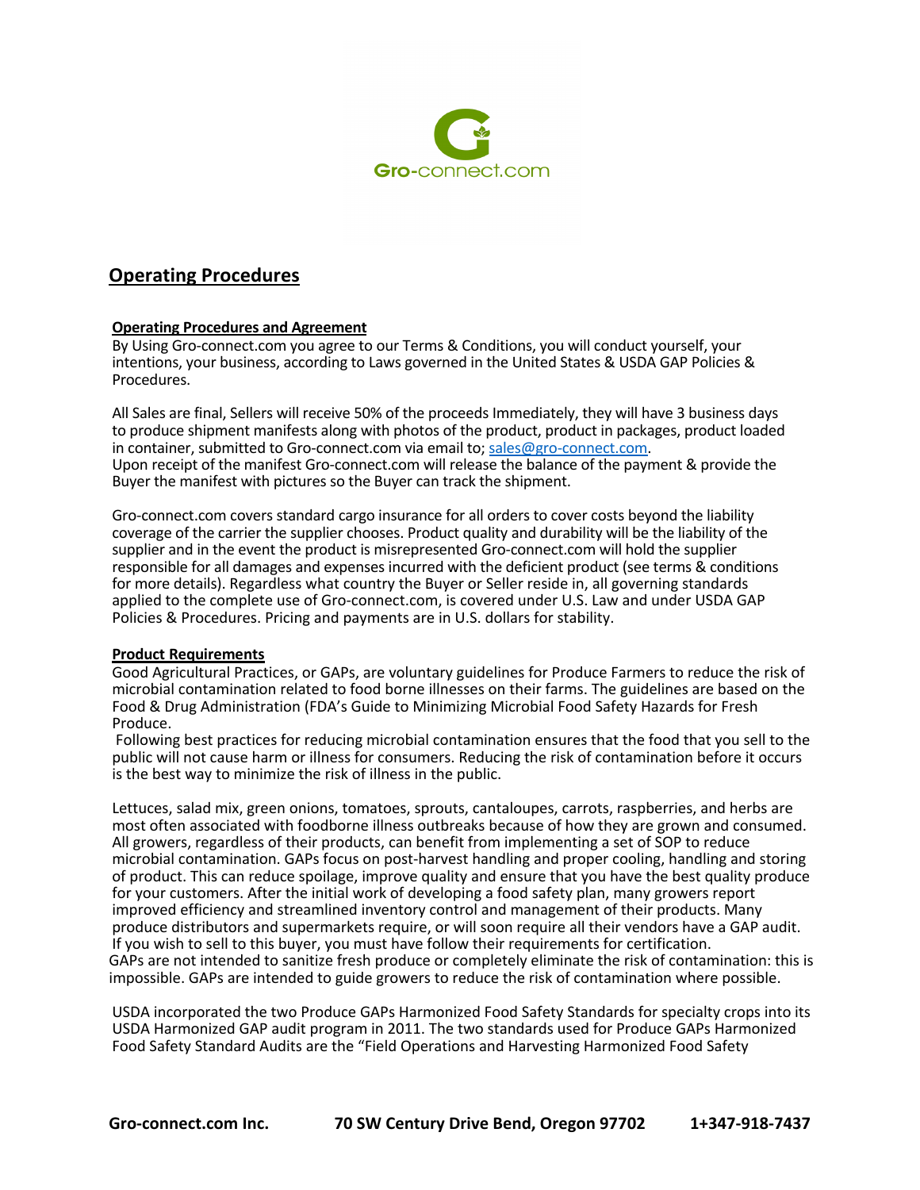Gro-connect.com

## Operating Procedures

### Operating Procedures and Agreement

By Using Gro-connect.com you agree to our Terms & Conditions, you will conduct yourself, your intentions, your business, according to Laws governed in the United States & USDA GAP Policies & Procedures.

All Sales are final, Sellers will receive 50% of the proceeds Immediately, they will have 3 business days to produce shipment manifests along with photos of the product, product in packages, product loaded in container, submitted to Gro-connect.com via email to; sales@gro-connect.com.
Upon receipt of the manifest Gro-connect.com will release the balance of the payment & provide the Buyer the manifest with pictures so the Buyer can track the shipment.

Gro-connect.com covers standard cargo insurance for all orders to cover costs beyond the liability coverage of the carrier the supplier chooses. Product quality and durability will be the liability of the supplier and in the event the product is misrepresented Gro-connect.com will hold the supplier responsible for all damages and expenses incurred with the deficient product (see terms & conditions for more details). Regardless what country the Buyer or Seller reside in, all governing standards applied to the complete use of Gro-connect.com, is covered under U.S. Law and under USDA GAP Policies & Procedures. Pricing and payments are in U.S. dollars for stability.

### Product Requirements

Good Agricultural Practices, or GAPs, are voluntary guidelines for Produce Farmers to reduce the risk of microbial contamination related to food borne illnesses on their farms. The guidelines are based on the Food & Drug Administration (FDA's Guide to Minimizing Microbial Food Safety Hazards for Fresh Produce.
Following best practices for reducing microbial contamination ensures that the food that you sell to the public will not cause harm or illness for consumers. Reducing the risk of contamination before it occurs is the best way to minimize the risk of illness in the public.

Lettuces, salad mix, green onions, tomatoes, sprouts, cantaloupes, carrots, raspberries, and herbs are most often associated with foodborne illness outbreaks because of how they are grown and consumed. All growers, regardless of their products, can benefit from implementing a set of SOP to reduce microbial contamination. GAPs focus on post-harvest handling and proper cooling, handling and storing of product. This can reduce spoilage, improve quality and ensure that you have the best quality produce for your customers. After the initial work of developing a food safety plan, many growers report improved efficiency and streamlined inventory control and management of their products. Many produce distributors and supermarkets require, or will soon require all their vendors have a GAP audit. If you wish to sell to this buyer, you must have follow their requirements for certification.
GAPs are not intended to sanitize fresh produce or completely eliminate the risk of contamination: this is impossible. GAPs are intended to guide growers to reduce the risk of contamination where possible.

USDA incorporated the two Produce GAPs Harmonized Food Safety Standards for specialty crops into its USDA Harmonized GAP audit program in 2011. The two standards used for Produce GAPs Harmonized Food Safety Standard Audits are the "Field Operations and Harvesting Harmonized Food Safety

**Gro-connect.com Inc.** **70 SW Century Drive Bend, Oregon 97702** **1+347-918-7437**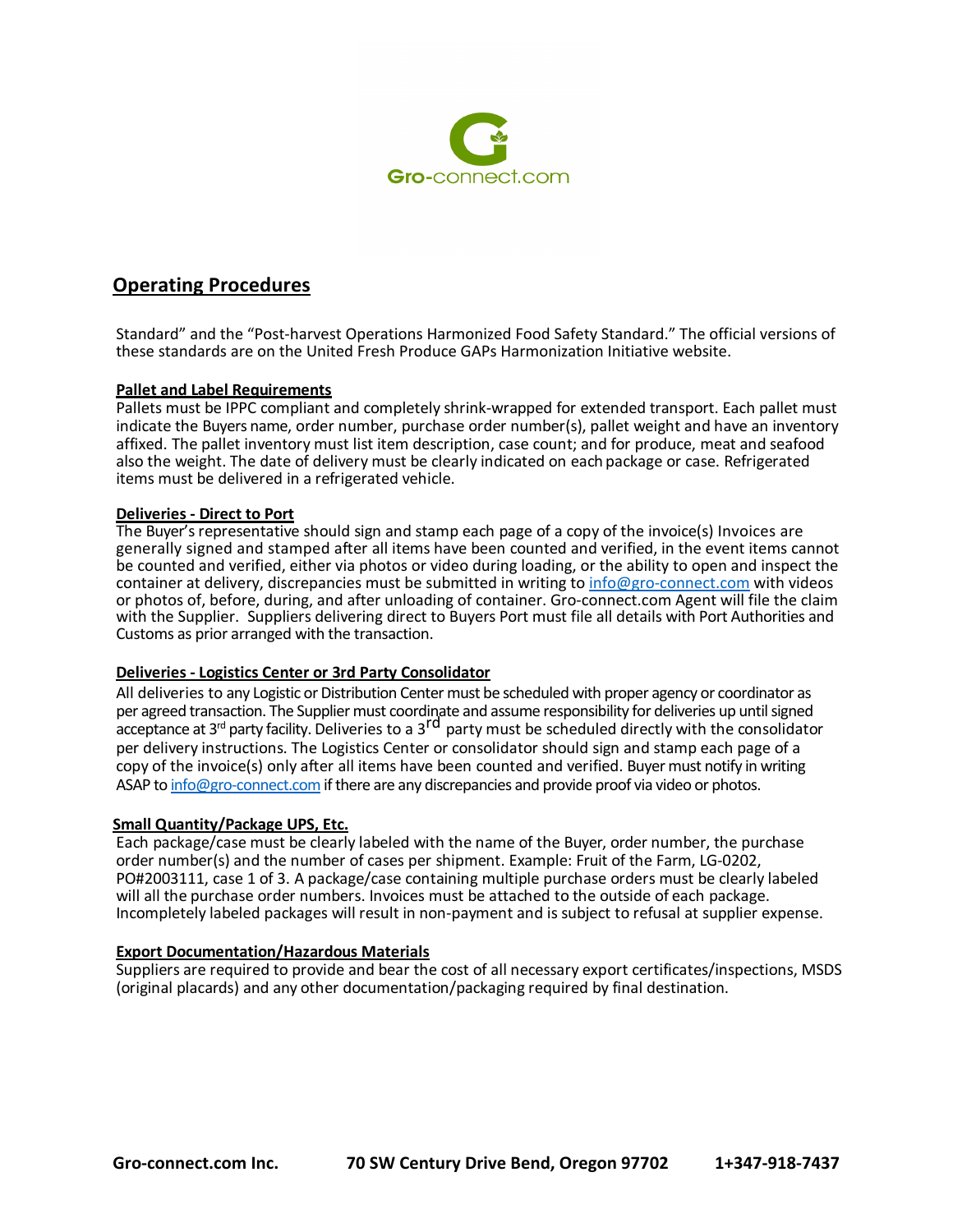## Operating Procedures

Standard" and the "Post-harvest Operations Harmonized Food Safety Standard." The official versions of these standards are on the United Fresh Produce GAPs Harmonization Initiative website.

**Pallet and Label Requirements**

Pallets must be IPPC compliant and completely shrink-wrapped for extended transport. Each pallet must indicate the Buyers name, order number, purchase order number(s), pallet weight and have an inventory affixed. The pallet inventory must list item description, case count; and for produce, meat and seafood also the weight. The date of delivery must be clearly indicated on each package or case. Refrigerated items must be delivered in a refrigerated vehicle.

**Deliveries - Direct to Port**

The Buyer's representative should sign and stamp each page of a copy of the invoice(s) Invoices are generally signed and stamped after all items have been counted and verified, in the event items cannot be counted and verified, either via photos or video during loading, or the ability to open and inspect the container at delivery, discrepancies must be submitted in writing to info@gro-connect.com with videos or photos of, before, during, and after unloading of container. Gro-connect.com Agent will file the claim with the Supplier. Suppliers delivering direct to Buyers Port must file all details with Port Authorities and Customs as prior arranged with the transaction.

**Deliveries - Logistics Center or 3rd Party Consolidator**

All deliveries to any Logistic or Distribution Center must be scheduled with proper agency or coordinator as per agreed transaction. The Supplier must coordinate and assume responsibility for deliveries up until signed acceptance at 3rd party facility. Deliveries to a 3rd party must be scheduled directly with the consolidator per delivery instructions. The Logistics Center or consolidator should sign and stamp each page of a copy of the invoice(s) only after all items have been counted and verified. Buyer must notify in writing ASAP to info@gro-connect.com if there are any discrepancies and provide proof via video or photos.

**Small Quantity/Package UPS, Etc.**

Each package/case must be clearly labeled with the name of the Buyer, order number, the purchase order number(s) and the number of cases per shipment. Example: Fruit of the Farm, LG-0202, PO#2003111, case 1 of 3. A package/case containing multiple purchase orders must be clearly labeled will all the purchase order numbers. Invoices must be attached to the outside of each package. Incompletely labeled packages will result in non-payment and is subject to refusal at supplier expense.

**Export Documentation/Hazardous Materials**

Suppliers are required to provide and bear the cost of all necessary export certificates/inspections, MSDS (original placards) and any other documentation/packaging required by final destination.